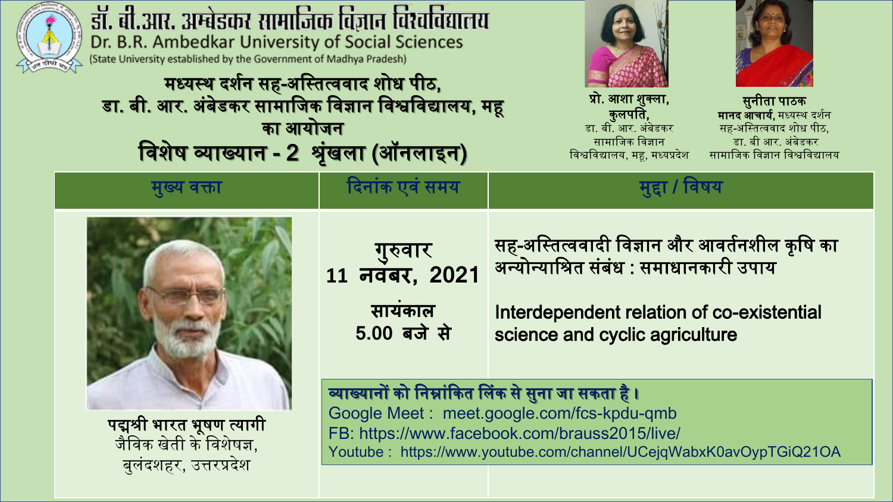# डॉ. बी.आर. अम्बेडकर सामाजिक विज्ञान विश्वविद्यालय

Dr. B.R. Ambedkar University of Social Sciences

(State University established by the Government of Madhya Pradesh)

## मध्यस्थ दर्शन सह-अस्तित्ववाद शोध पीठ, डा. बी. आर. अंबेडकर सामाजिक विज्ञान विश्वविद्यालय, महू का आयोजन

## विशेष व्याख्यान - 2 श्रृंखला (ऑनलाइन)

**प्रो. आशा शुक्ला,**
**कुलपति,**
डा. बी. आर. अंबेडकर सामाजिक विज्ञान विश्वविद्यालय, महू, मध्यप्रदेश

**सुनीता पाठक**
**मानद आचार्य,** मध्यस्थ दर्शन सह-अस्तित्ववाद शोध पीठ, डा. बी आर. अंबेडकर सामाजिक विज्ञान विश्वविद्यालय

| मुख्य वक्ता | दिनांक एवं समय | मुद्दा / विषय |
| --- | --- | --- |
| **पद्मश्री भारत भूषण त्यागी**<br>जैविक खेती के विशेषज्ञ,<br>बुलंदशहर, उत्तरप्रदेश | गुरुवार<br>11 नवंबर, 2021<br>सायंकाल<br>5.00 बजे से | सह-अस्तित्ववादी विज्ञान और आवर्तनशील कृषि का अन्योन्याश्रित संबंध : समाधानकारी उपाय<br><br>Interdependent relation of co-existential science and cyclic agriculture |

**व्याख्यानों को निम्नांकित लिंक से सुना जा सकता है।**

Google Meet : meet.google.com/fcs-kpdu-qmb

FB: https://www.facebook.com/brauss2015/live/

Youtube : https://www.youtube.com/channel/UCejqWabxK0avOypTGiQ21OA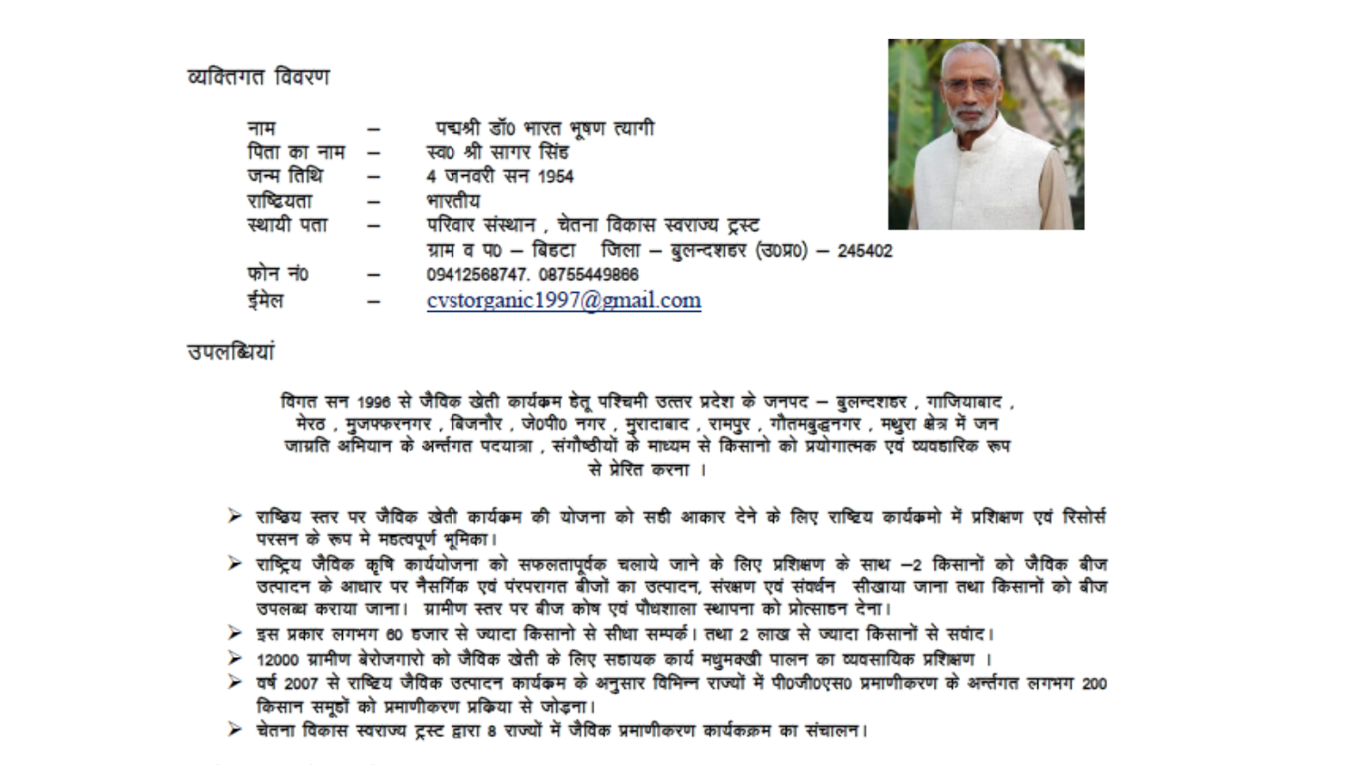## व्यक्तिगत विवरण

| | | |
|---|---|---|
| नाम | – | पद्मश्री डॉ0 भारत भूषण त्यागी |
| पिता का नाम | – | स्व0 श्री सागर सिंह |
| जन्म तिथि | – | 4 जनवरी सन 1954 |
| राष्ट्रियता | – | भारतीय |
| स्थायी पता | – | परिवार संस्थान , चेतना विकास स्वराज्य ट्रस्ट<br>ग्राम व प0 – बिहटा जिला – बुलन्दशहर (उ0प्र0) – 245402 |
| फोन नं0 | – | 09412568747. 08755449866 |
| ईमेल | – | cvstorganic1997@gmail.com |

## उपलब्धियां

विगत सन 1996 से जैविक खेती कार्यक्रम हेतु पश्चिमी उत्तर प्रदेश के जनपद – बुलन्दशहर , गाजियाबाद , मेरठ , मुजफ्फरनगर , बिजनौर , जे0पी0 नगर , मुरादाबाद , रामपुर , गौतमबुद्धनगर , मथुरा क्षेत्र में जन जाग्रति अभियान के अर्न्तगत पदयात्रा , संगोष्ठीयों के माध्यम से किसानो को प्रयोगात्मक एवं व्यवहारिक रूप से प्रेरित करना ।

- राष्ट्रिय स्तर पर जैविक खेती कार्यक्रम की योजना को सही आकार देने के लिए राष्ट्रिय कार्यक्रमो में प्रशिक्षण एवं रिसोर्स परसन के रूप मे महत्वपूर्ण भूमिका।
- राष्ट्रिय जैविक कृषि कार्ययोजना को सफलतापूर्वक चलाये जाने के लिए प्रशिक्षण के साथ –2 किसानों को जैविक बीज उत्पादन के आधार पर नैसर्गिक एवं परंपरागत बीजों का उत्पादन, संरक्षण एवं संवर्धन सीखाया जाना तथा किसानों को बीज उपलब्ध कराया जाना। ग्रामीण स्तर पर बीज कोष एवं पौधशाला स्थापना को प्रोत्साहन देना।
- इस प्रकार लगभग 60 हजार से ज्यादा किसानो से सीधा सम्पर्क। तथा 2 लाख से ज्यादा किसानों से सवांद।
- 12000 ग्रामीण बेरोजगारो को जैविक खेती के लिए सहायक कार्य मधुमक्खी पालन का व्यवसायिक प्रशिक्षण ।
- वर्ष 2007 से राष्ट्रिय जैविक उत्पादन कार्यक्रम के अनुसार विभिन्न राज्यों में पी0जी0एस0 प्रमाणीकरण के अर्न्तगत लगभग 200 किसान समूहों को प्रमाणीकरण प्रकिया से जोड़ना।
- चेतना विकास स्वराज्य ट्रस्ट द्वारा 8 राज्यों में जैविक प्रमाणीकरण कार्यकक्रम का संचालन।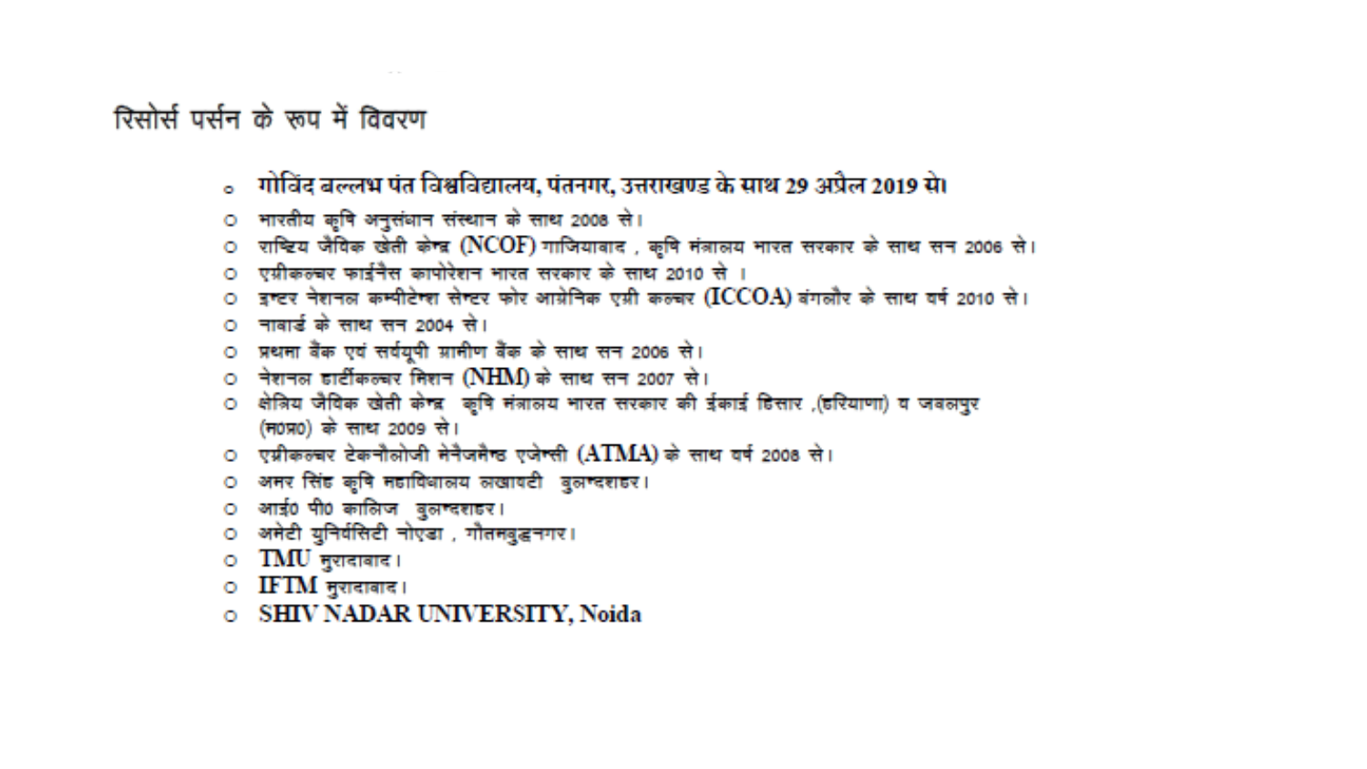# रिसोर्स पर्सन के रूप में विवरण

- **गोविंद बल्लभ पंत विश्वविद्यालय, पंतनगर, उत्तराखण्ड के साथ 29 अप्रैल 2019 से।**
- भारतीय कृषि अनुसंधान संस्थान के साथ 2008 से।
- राष्ट्रिय जैविक खेती केन्द्र (NCOF) गाजियाबाद , कृषि मंत्रालय भारत सरकार के साथ सन 2006 से।
- एग्रीकल्चर फाईनैंस कार्पोरेशन भारत सरकार के साथ 2010 से ।
- इन्टर नेशनल कम्पीटेन्श सेन्टर फोर आग्रेनिक एग्री कल्चर (ICCOA) बंगलौर के साथ वर्ष 2010 से।
- नाबार्ड के साथ सन 2004 से।
- प्रथमा बैंक एवं सर्वयूपी ग्रामीण बैंक के साथ सन 2006 से।
- नेशनल हार्टीकल्चर मिशन (NHM) के साथ सन 2007 से।
- क्षेत्रिय जैविक खेती केन्द्र कृषि मंत्रालय भारत सरकार की ईकाई हिसार ,(हरियाणा) व जबलपुर (म0प्र0) के साथ 2009 से।
- एग्रीकल्चर टेकनौलोजी मेनैजमैन्ठ एजेन्सी (ATMA) के साथ वर्ष 2008 से।
- अमर सिंह कृषि महाविधालय लखावटी बुलन्दशहर।
- आई0 पी0 कालिज बुलन्दशहर।
- अमेटी युनिर्वसिटी नोएडा , गौतमबुद्धनगर।
- TMU मुरादाबाद।
- IFTM मुरादाबाद।
- SHIV NADAR UNIVERSITY, Noida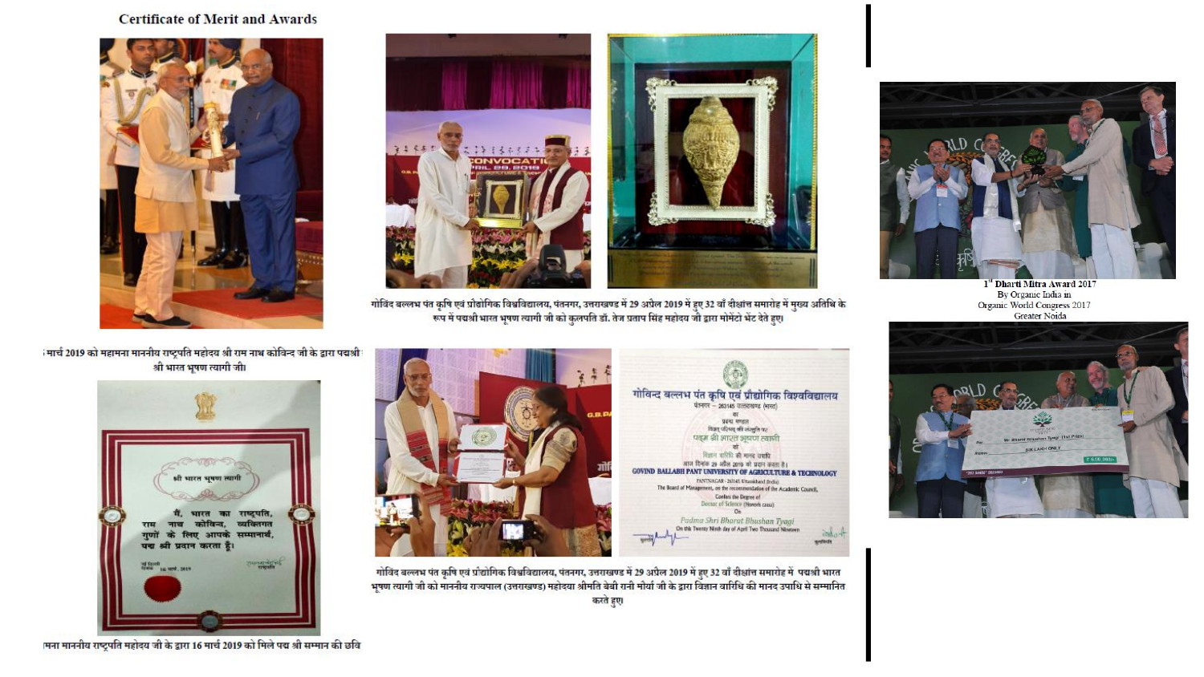## Certificate of Merit and Awards

गोविंद बल्लभ पंत कृषि एवं प्रोद्योगिक विश्वविद्यालय, पंतनगर, उत्तराखण्ड में 29 अप्रैल 2019 में हुए 32 वाँ दीक्षांत समारोह में मुख्य अतिथि के रूप में पद्मश्री भारत भूषण त्यागी जी को कुलपति डॉ. तेज प्रताप सिंह महोदय जी द्वारा मोमेंटो भेंट देते हुए।

1[st] Dharti Mitra Award 2017
By Organic India in
Organic World Congress 2017
Greater Noida

मार्च 2019 को महामना माननीय राष्ट्रपति महोदय श्री राम नाथ कोविन्द जी के द्वारा पद्मश्री श्री भारत भूषण त्यागी जी।

गोविंद बल्लभ पंत कृषि एवं प्रोद्योगिक विश्वविद्यालय, पंतनगर, उत्तराखण्ड में 29 अप्रैल 2019 में हुए 32 वाँ दीक्षांत समारोह में पद्मश्री भारत भूषण त्यागी जी को माननीय राज्यपाल (उत्तराखण्ड) महोदया श्रीमति बेबी रानी मौर्या जी के द्वारा विज्ञान वारिधि की मानद उपाधि से सम्मानित करते हुए।

मना माननीय राष्ट्रपति महोदय जी के द्वारा 16 मार्च 2019 को मिले पद्म श्री सम्मान की छवि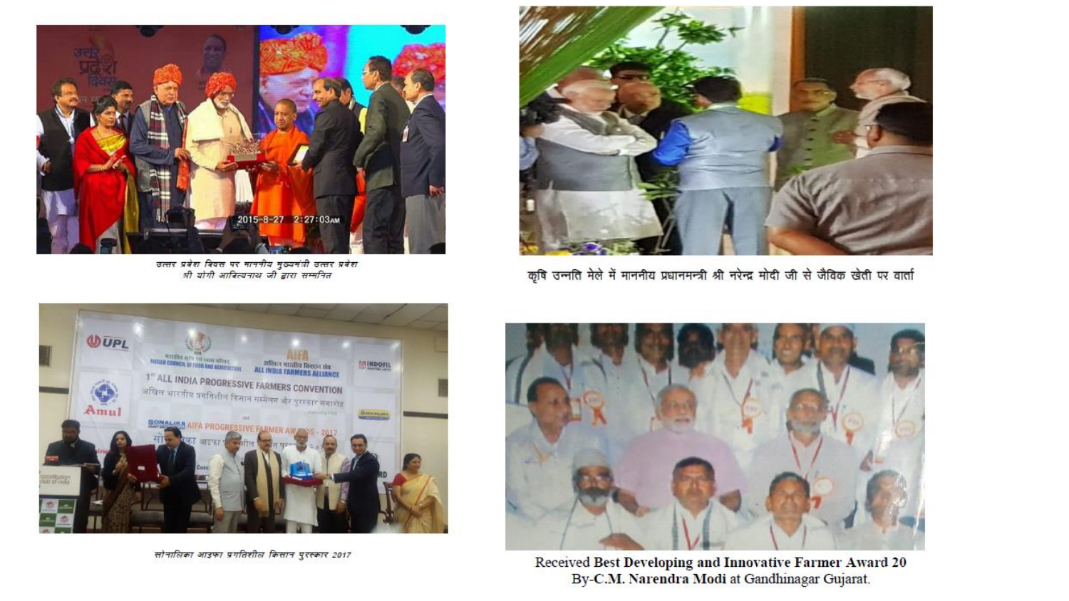उत्तर प्रदेश दिवस पर माननीय मुख्यमंत्री उत्तर प्रदेश
श्री योगी आदित्यनाथ जी द्वारा सम्मनित

कृषि उन्नति मेले में माननीय प्रधानमन्त्री श्री नरेन्द्र मोदी जी से जैविक खेती पर वार्ता

सोनालिका आइफा प्रगतिशील किसान पुरस्कार 2017

Received **Best Developing and Innovative Farmer Award 20**
By-C.M. **Narendra Modi** at Gandhinagar Gujarat.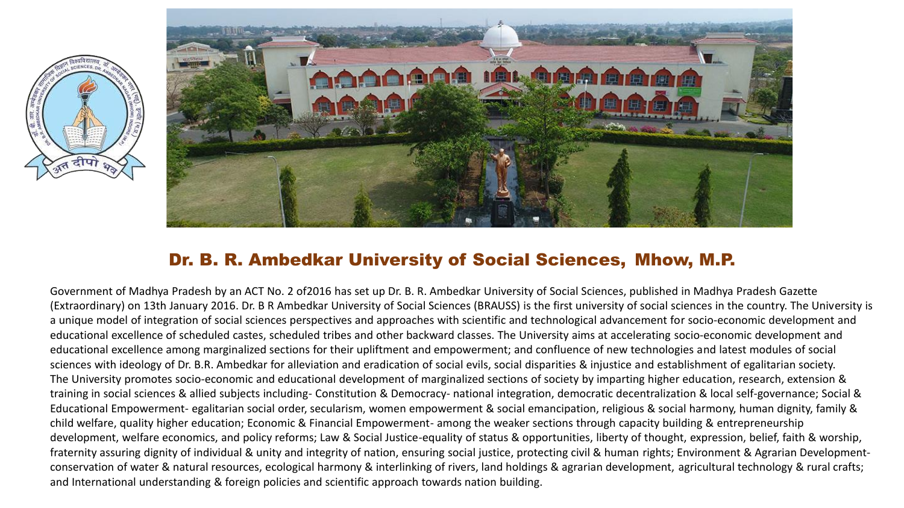## Dr. B. R. Ambedkar University of Social Sciences, Mhow, M.P.

Government of Madhya Pradesh by an ACT No. 2 of2016 has set up Dr. B. R. Ambedkar University of Social Sciences, published in Madhya Pradesh Gazette (Extraordinary) on 13th January 2016. Dr. B R Ambedkar University of Social Sciences (BRAUSS) is the first university of social sciences in the country. The University is a unique model of integration of social sciences perspectives and approaches with scientific and technological advancement for socio-economic development and educational excellence of scheduled castes, scheduled tribes and other backward classes. The University aims at accelerating socio-economic development and educational excellence among marginalized sections for their upliftment and empowerment; and confluence of new technologies and latest modules of social sciences with ideology of Dr. B.R. Ambedkar for alleviation and eradication of social evils, social disparities & injustice and establishment of egalitarian society. The University promotes socio-economic and educational development of marginalized sections of society by imparting higher education, research, extension & training in social sciences & allied subjects including- Constitution & Democracy- national integration, democratic decentralization & local self-governance; Social & Educational Empowerment- egalitarian social order, secularism, women empowerment & social emancipation, religious & social harmony, human dignity, family & child welfare, quality higher education; Economic & Financial Empowerment- among the weaker sections through capacity building & entrepreneurship development, welfare economics, and policy reforms; Law & Social Justice-equality of status & opportunities, liberty of thought, expression, belief, faith & worship, fraternity assuring dignity of individual & unity and integrity of nation, ensuring social justice, protecting civil & human rights; Environment & Agrarian Development-conservation of water & natural resources, ecological harmony & interlinking of rivers, land holdings & agrarian development, agricultural technology & rural crafts; and International understanding & foreign policies and scientific approach towards nation building.